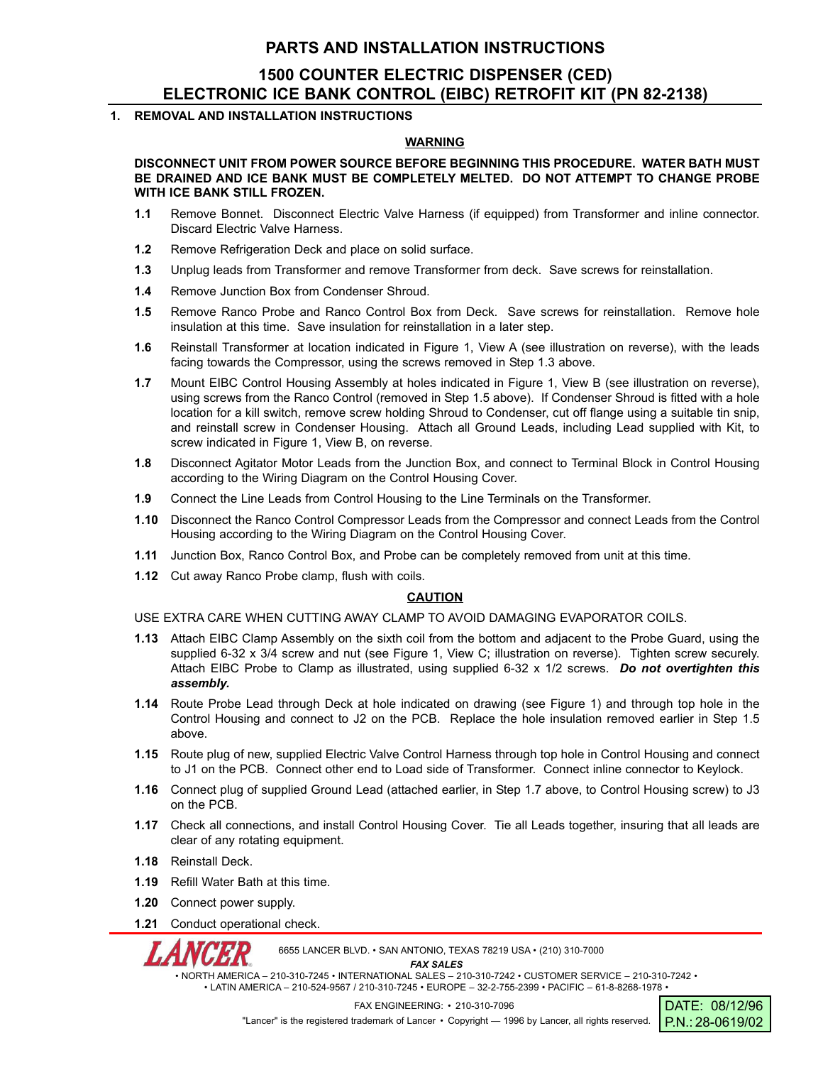# PARTS AND INSTALLATION INSTRUCTIONS

## 1500 COUNTER ELECTRIC DISPENSER (CED) ELECTRONIC ICE BANK CONTROL (EIBC) RETROFIT KIT (PN 82-2138)

### 1. REMOVAL AND INSTALLATION INSTRUCTIONS

**WARNING**

**DISCONNECT UNIT FROM POWER SOURCE BEFORE BEGINNING THIS PROCEDURE. WATER BATH MUST BE DRAINED AND ICE BANK MUST BE COMPLETELY MELTED. DO NOT ATTEMPT TO CHANGE PROBE WITH ICE BANK STILL FROZEN.**

**1.1** Remove Bonnet. Disconnect Electric Valve Harness (if equipped) from Transformer and inline connector. Discard Electric Valve Harness.

**1.2** Remove Refrigeration Deck and place on solid surface.

**1.3** Unplug leads from Transformer and remove Transformer from deck. Save screws for reinstallation.

**1.4** Remove Junction Box from Condenser Shroud.

**1.5** Remove Ranco Probe and Ranco Control Box from Deck. Save screws for reinstallation. Remove hole insulation at this time. Save insulation for reinstallation in a later step.

**1.6** Reinstall Transformer at location indicated in Figure 1, View A (see illustration on reverse), with the leads facing towards the Compressor, using the screws removed in Step 1.3 above.

**1.7** Mount EIBC Control Housing Assembly at holes indicated in Figure 1, View B (see illustration on reverse), using screws from the Ranco Control (removed in Step 1.5 above). If Condenser Shroud is fitted with a hole location for a kill switch, remove screw holding Shroud to Condenser, cut off flange using a suitable tin snip, and reinstall screw in Condenser Housing. Attach all Ground Leads, including Lead supplied with Kit, to screw indicated in Figure 1, View B, on reverse.

**1.8** Disconnect Agitator Motor Leads from the Junction Box, and connect to Terminal Block in Control Housing according to the Wiring Diagram on the Control Housing Cover.

**1.9** Connect the Line Leads from Control Housing to the Line Terminals on the Transformer.

**1.10** Disconnect the Ranco Control Compressor Leads from the Compressor and connect Leads from the Control Housing according to the Wiring Diagram on the Control Housing Cover.

**1.11** Junction Box, Ranco Control Box, and Probe can be completely removed from unit at this time.

**1.12** Cut away Ranco Probe clamp, flush with coils.

**CAUTION**

USE EXTRA CARE WHEN CUTTING AWAY CLAMP TO AVOID DAMAGING EVAPORATOR COILS.

**1.13** Attach EIBC Clamp Assembly on the sixth coil from the bottom and adjacent to the Probe Guard, using the supplied 6-32 x 3/4 screw and nut (see Figure 1, View C; illustration on reverse). Tighten screw securely. Attach EIBC Probe to Clamp as illustrated, using supplied 6-32 x 1/2 screws. ***Do not overtighten this assembly.***

**1.14** Route Probe Lead through Deck at hole indicated on drawing (see Figure 1) and through top hole in the Control Housing and connect to J2 on the PCB. Replace the hole insulation removed earlier in Step 1.5 above.

**1.15** Route plug of new, supplied Electric Valve Control Harness through top hole in Control Housing and connect to J1 on the PCB. Connect other end to Load side of Transformer. Connect inline connector to Keylock.

**1.16** Connect plug of supplied Ground Lead (attached earlier, in Step 1.7 above, to Control Housing screw) to J3 on the PCB.

**1.17** Check all connections, and install Control Housing Cover. Tie all Leads together, insuring that all leads are clear of any rotating equipment.

**1.18** Reinstall Deck.

**1.19** Refill Water Bath at this time.

**1.20** Connect power supply.

**1.21** Conduct operational check.

LANCER

6655 LANCER BLVD. • SAN ANTONIO, TEXAS 78219 USA • (210) 310-7000

***FAX SALES***

• NORTH AMERICA – 210-310-7245 • INTERNATIONAL SALES – 210-310-7242 • CUSTOMER SERVICE – 210-310-7242 •
• LATIN AMERICA – 210-524-9567 / 210-310-7245 • EUROPE – 32-2-755-2399 • PACIFIC – 61-8-8268-1978 •

FAX ENGINEERING: • 210-310-7096

"Lancer" is the registered trademark of Lancer • Copyright — 1996 by Lancer, all rights reserved.

DATE: 08/12/96
P.N.: 28-0619/02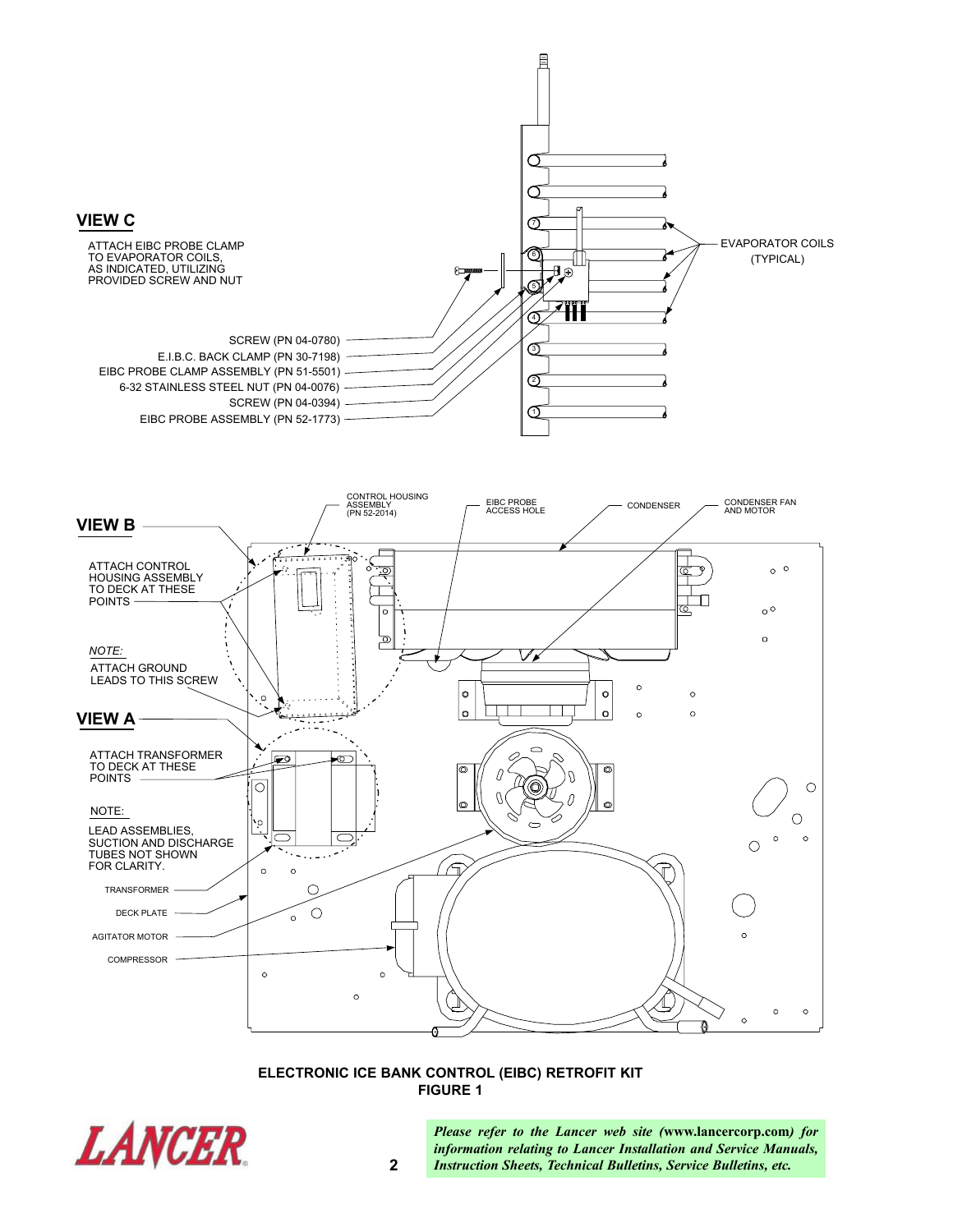**VIEW C**

ATTACH EIBC PROBE CLAMP TO EVAPORATOR COILS, AS INDICATED, UTILIZING PROVIDED SCREW AND NUT

SCREW (PN 04-0780)

E.I.B.C. BACK CLAMP (PN 30-7198)

EIBC PROBE CLAMP ASSEMBLY (PN 51-5501)

6-32 STAINLESS STEEL NUT (PN 04-0076)

SCREW (PN 04-0394)

EIBC PROBE ASSEMBLY (PN 52-1773)

EVAPORATOR COILS (TYPICAL)

**VIEW B**

ATTACH CONTROL HOUSING ASSEMBLY TO DECK AT THESE POINTS

*NOTE:*

ATTACH GROUND LEADS TO THIS SCREW

CONTROL HOUSING ASSEMBLY (PN 52-2014)

EIBC PROBE ACCESS HOLE

CONDENSER

CONDENSER FAN AND MOTOR

**VIEW A**

ATTACH TRANSFORMER TO DECK AT THESE POINTS

NOTE:

LEAD ASSEMBLIES, SUCTION AND DISCHARGE TUBES NOT SHOWN FOR CLARITY.

TRANSFORMER

DECK PLATE

AGITATOR MOTOR

COMPRESSOR

**ELECTRONIC ICE BANK CONTROL (EIBC) RETROFIT KIT**
**FIGURE 1**

LANCER

***Please refer to the Lancer web site (www.lancercorp.com) for information relating to Lancer Installation and Service Manuals, Instruction Sheets, Technical Bulletins, Service Bulletins, etc.***